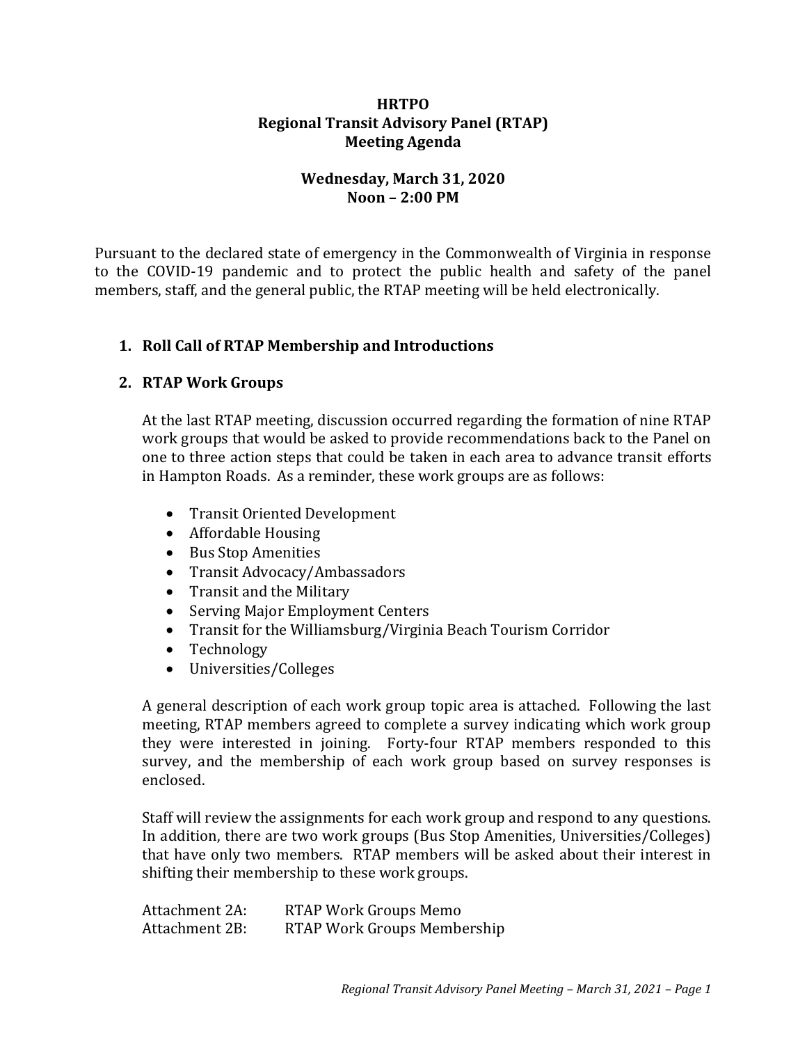**HRTPO**
**Regional Transit Advisory Panel (RTAP)**
**Meeting Agenda**

**Wednesday, March 31, 2020**
**Noon – 2:00 PM**

Pursuant to the declared state of emergency in the Commonwealth of Virginia in response to the COVID-19 pandemic and to protect the public health and safety of the panel members, staff, and the general public, the RTAP meeting will be held electronically.

1. **Roll Call of RTAP Membership and Introductions**

2. **RTAP Work Groups**

   At the last RTAP meeting, discussion occurred regarding the formation of nine RTAP work groups that would be asked to provide recommendations back to the Panel on one to three action steps that could be taken in each area to advance transit efforts in Hampton Roads. As a reminder, these work groups are as follows:

   - Transit Oriented Development
   - Affordable Housing
   - Bus Stop Amenities
   - Transit Advocacy/Ambassadors
   - Transit and the Military
   - Serving Major Employment Centers
   - Transit for the Williamsburg/Virginia Beach Tourism Corridor
   - Technology
   - Universities/Colleges

   A general description of each work group topic area is attached. Following the last meeting, RTAP members agreed to complete a survey indicating which work group they were interested in joining. Forty-four RTAP members responded to this survey, and the membership of each work group based on survey responses is enclosed.

   Staff will review the assignments for each work group and respond to any questions. In addition, there are two work groups (Bus Stop Amenities, Universities/Colleges) that have only two members. RTAP members will be asked about their interest in shifting their membership to these work groups.

   Attachment 2A: RTAP Work Groups Memo
   Attachment 2B: RTAP Work Groups Membership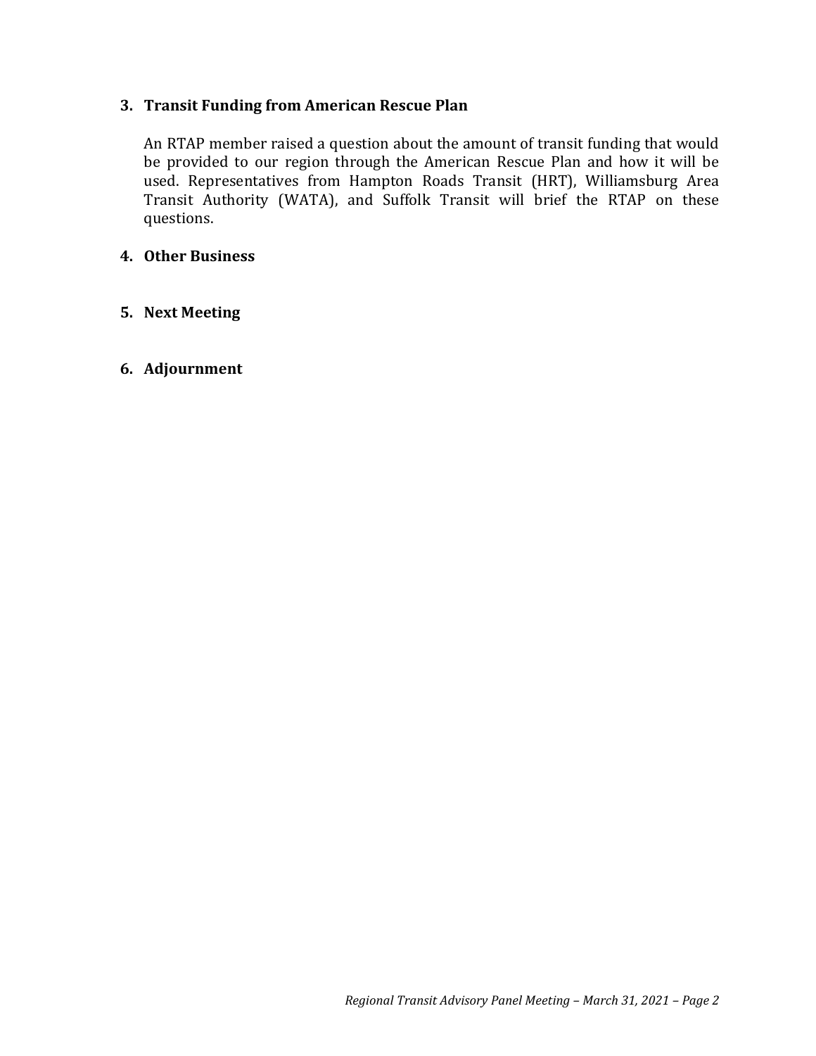## 3. Transit Funding from American Rescue Plan

An RTAP member raised a question about the amount of transit funding that would be provided to our region through the American Rescue Plan and how it will be used. Representatives from Hampton Roads Transit (HRT), Williamsburg Area Transit Authority (WATA), and Suffolk Transit will brief the RTAP on these questions.

## 4. Other Business

## 5. Next Meeting

## 6. Adjournment